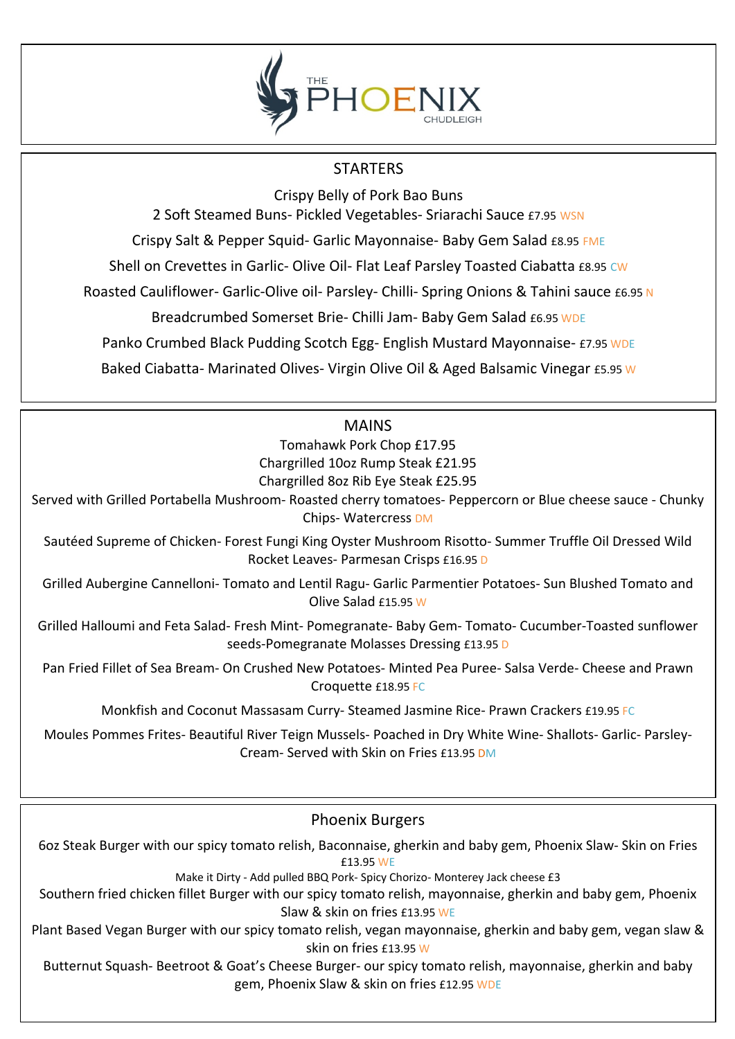# THE PHOENIX CHUDLEIGH

## STARTERS

Crispy Belly of Pork Bao Buns
2 Soft Steamed Buns- Pickled Vegetables- Sriarachi Sauce £7.95 WSN

Crispy Salt & Pepper Squid- Garlic Mayonnaise- Baby Gem Salad £8.95 FME

Shell on Crevettes in Garlic- Olive Oil- Flat Leaf Parsley Toasted Ciabatta £8.95 CW

Roasted Cauliflower- Garlic-Olive oil- Parsley- Chilli- Spring Onions & Tahini sauce £6.95 N

Breadcrumbed Somerset Brie- Chilli Jam- Baby Gem Salad £6.95 WDE

Panko Crumbed Black Pudding Scotch Egg- English Mustard Mayonnaise- £7.95 WDE

Baked Ciabatta- Marinated Olives- Virgin Olive Oil & Aged Balsamic Vinegar £5.95 W

## MAINS

Tomahawk Pork Chop £17.95
Chargrilled 10oz Rump Steak £21.95
Chargrilled 8oz Rib Eye Steak £25.95
Served with Grilled Portabella Mushroom- Roasted cherry tomatoes- Peppercorn or Blue cheese sauce - Chunky Chips- Watercress DM

Sautéed Supreme of Chicken- Forest Fungi King Oyster Mushroom Risotto- Summer Truffle Oil Dressed Wild Rocket Leaves- Parmesan Crisps £16.95 D

Grilled Aubergine Cannelloni- Tomato and Lentil Ragu- Garlic Parmentier Potatoes- Sun Blushed Tomato and Olive Salad £15.95 W

Grilled Halloumi and Feta Salad- Fresh Mint- Pomegranate- Baby Gem- Tomato- Cucumber-Toasted sunflower seeds-Pomegranate Molasses Dressing £13.95 D

Pan Fried Fillet of Sea Bream- On Crushed New Potatoes- Minted Pea Puree- Salsa Verde- Cheese and Prawn Croquette £18.95 FC

Monkfish and Coconut Massasam Curry- Steamed Jasmine Rice- Prawn Crackers £19.95 FC

Moules Pommes Frites- Beautiful River Teign Mussels- Poached in Dry White Wine- Shallots- Garlic- Parsley- Cream- Served with Skin on Fries £13.95 DM

## Phoenix Burgers

6oz Steak Burger with our spicy tomato relish, Baconnaise, gherkin and baby gem, Phoenix Slaw- Skin on Fries £13.95 WE

Make it Dirty - Add pulled BBQ Pork- Spicy Chorizo- Monterey Jack cheese £3

Southern fried chicken fillet Burger with our spicy tomato relish, mayonnaise, gherkin and baby gem, Phoenix Slaw & skin on fries £13.95 WE

Plant Based Vegan Burger with our spicy tomato relish, vegan mayonnaise, gherkin and baby gem, vegan slaw & skin on fries £13.95 W

Butternut Squash- Beetroot & Goat's Cheese Burger- our spicy tomato relish, mayonnaise, gherkin and baby gem, Phoenix Slaw & skin on fries £12.95 WDE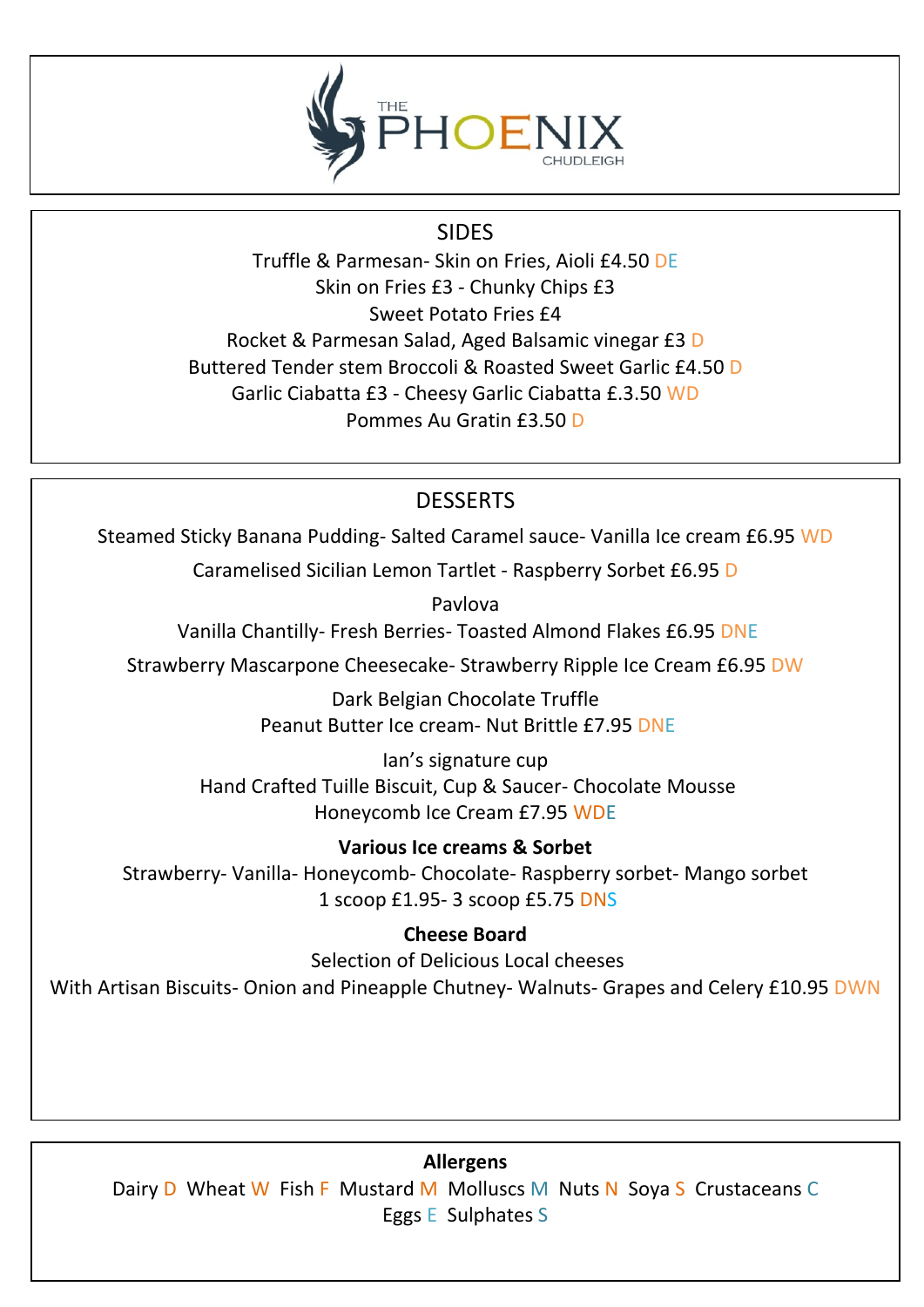THE PHOENIX CHUDLEIGH

## SIDES

Truffle & Parmesan- Skin on Fries, Aioli £4.50 DE

Skin on Fries £3 - Chunky Chips £3

Sweet Potato Fries £4

Rocket & Parmesan Salad, Aged Balsamic vinegar £3 D

Buttered Tender stem Broccoli & Roasted Sweet Garlic £4.50 D

Garlic Ciabatta £3 - Cheesy Garlic Ciabatta £.3.50 WD

Pommes Au Gratin £3.50 D

## DESSERTS

Steamed Sticky Banana Pudding- Salted Caramel sauce- Vanilla Ice cream £6.95 WD

Caramelised Sicilian Lemon Tartlet - Raspberry Sorbet £6.95 D

Pavlova
Vanilla Chantilly- Fresh Berries- Toasted Almond Flakes £6.95 DNE

Strawberry Mascarpone Cheesecake- Strawberry Ripple Ice Cream £6.95 DW

Dark Belgian Chocolate Truffle
Peanut Butter Ice cream- Nut Brittle £7.95 DNE

Ian's signature cup
Hand Crafted Tuille Biscuit, Cup & Saucer- Chocolate Mousse
Honeycomb Ice Cream £7.95 WDE

**Various Ice creams & Sorbet**
Strawberry- Vanilla- Honeycomb- Chocolate- Raspberry sorbet- Mango sorbet
1 scoop £1.95- 3 scoop £5.75 DNS

**Cheese Board**
Selection of Delicious Local cheeses
With Artisan Biscuits- Onion and Pineapple Chutney- Walnuts- Grapes and Celery £10.95 DWN

**Allergens**

Dairy D Wheat W Fish F Mustard M Molluscs M Nuts N Soya S Crustaceans C
Eggs E Sulphates S